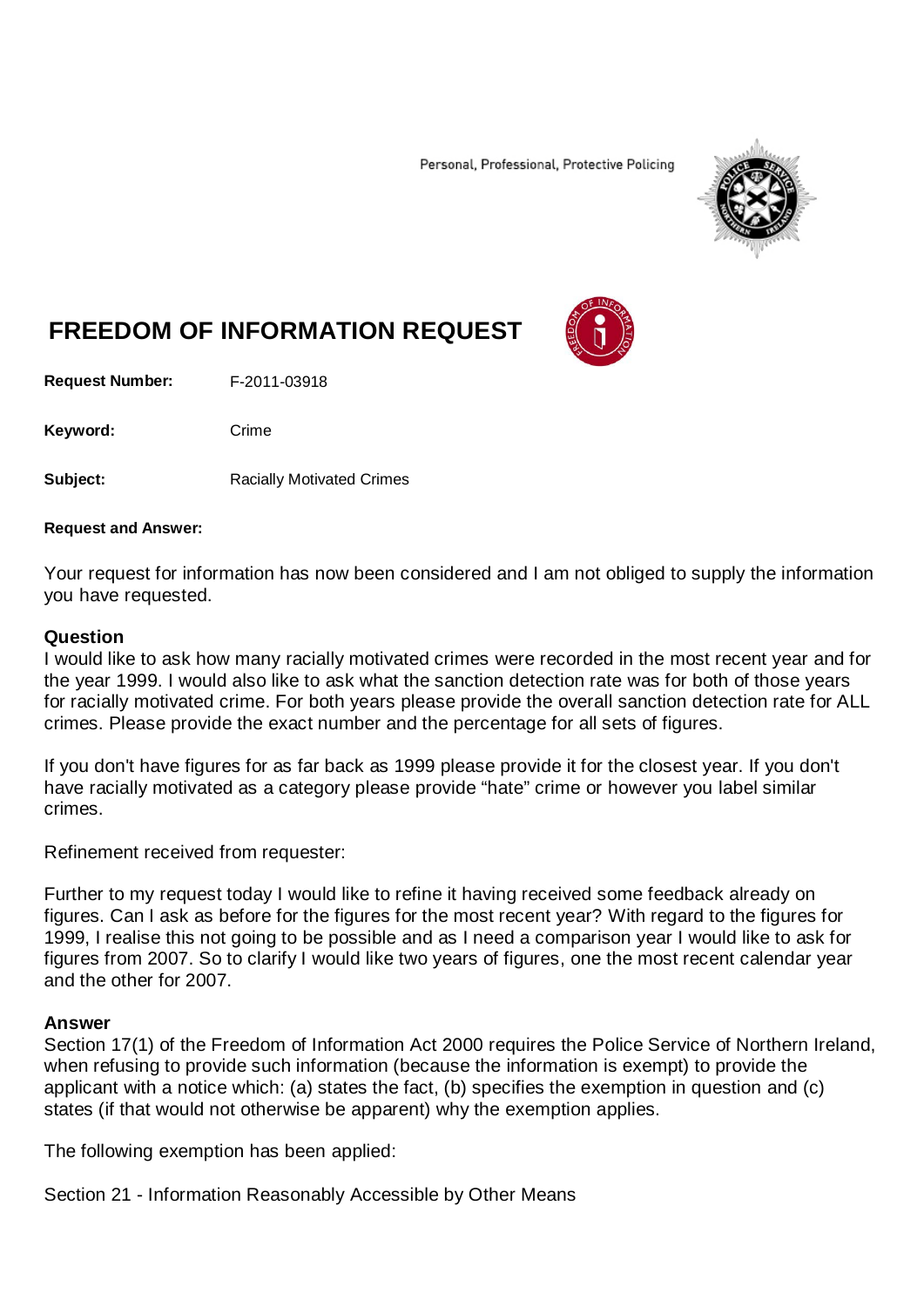Personal, Professional, Protective Policing

# FREEDOM OF INFORMATION REQUEST

**Request Number:** F-2011-03918

**Keyword:** Crime

**Subject:** Racially Motivated Crimes

**Request and Answer:**

Your request for information has now been considered and I am not obliged to supply the information you have requested.

### Question

I would like to ask how many racially motivated crimes were recorded in the most recent year and for the year 1999. I would also like to ask what the sanction detection rate was for both of those years for racially motivated crime. For both years please provide the overall sanction detection rate for ALL crimes. Please provide the exact number and the percentage for all sets of figures.

If you don't have figures for as far back as 1999 please provide it for the closest year. If you don't have racially motivated as a category please provide "hate" crime or however you label similar crimes.

Refinement received from requester:

Further to my request today I would like to refine it having received some feedback already on figures. Can I ask as before for the figures for the most recent year? With regard to the figures for 1999, I realise this not going to be possible and as I need a comparison year I would like to ask for figures from 2007. So to clarify I would like two years of figures, one the most recent calendar year and the other for 2007.

### Answer

Section 17(1) of the Freedom of Information Act 2000 requires the Police Service of Northern Ireland, when refusing to provide such information (because the information is exempt) to provide the applicant with a notice which: (a) states the fact, (b) specifies the exemption in question and (c) states (if that would not otherwise be apparent) why the exemption applies.

The following exemption has been applied:

Section 21 - Information Reasonably Accessible by Other Means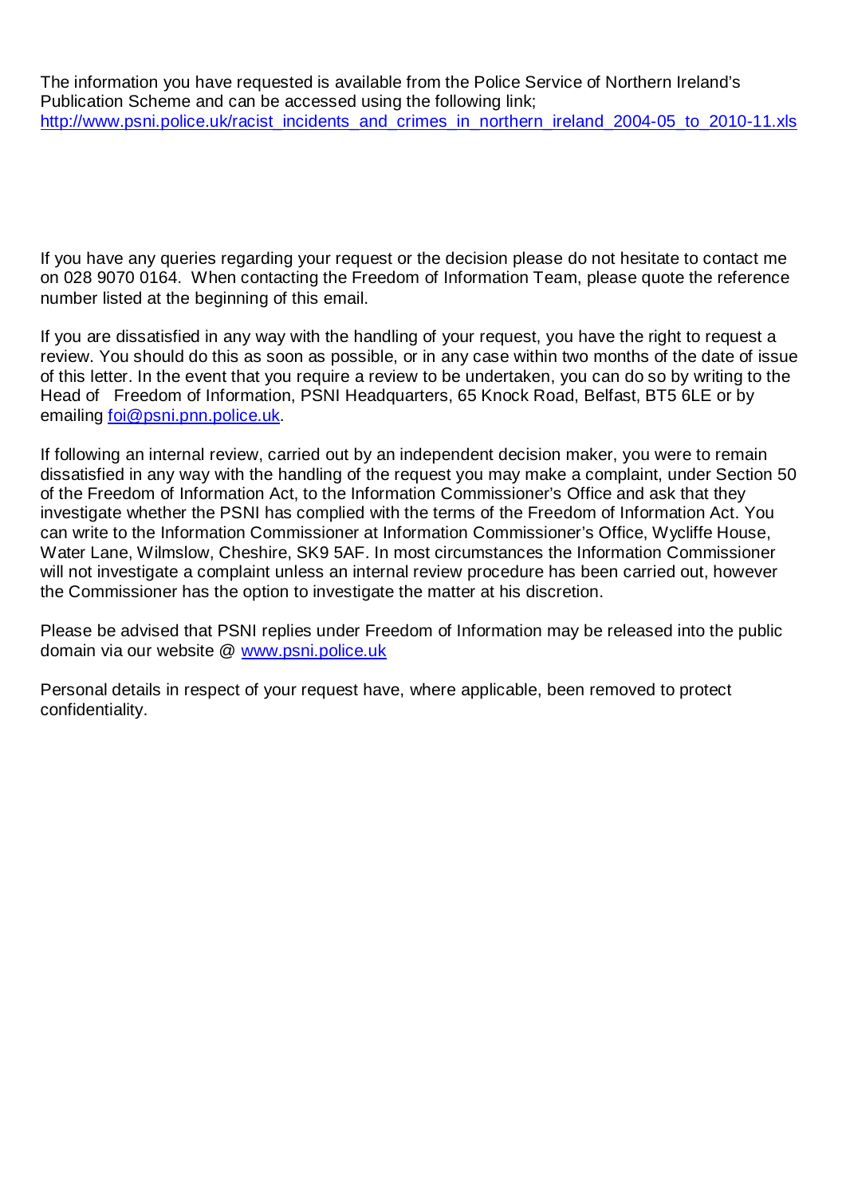The information you have requested is available from the Police Service of Northern Ireland's Publication Scheme and can be accessed using the following link;
[http://www.psni.police.uk/racist_incidents_and_crimes_in_northern_ireland_2004-05_to_2010-11.xls](http://www.psni.police.uk/racist_incidents_and_crimes_in_northern_ireland_2004-05_to_2010-11.xls)

If you have any queries regarding your request or the decision please do not hesitate to contact me on 028 9070 0164. When contacting the Freedom of Information Team, please quote the reference number listed at the beginning of this email.

If you are dissatisfied in any way with the handling of your request, you have the right to request a review. You should do this as soon as possible, or in any case within two months of the date of issue of this letter. In the event that you require a review to be undertaken, you can do so by writing to the Head of Freedom of Information, PSNI Headquarters, 65 Knock Road, Belfast, BT5 6LE or by emailing [foi@psni.pnn.police.uk](mailto:foi@psni.pnn.police.uk).

If following an internal review, carried out by an independent decision maker, you were to remain dissatisfied in any way with the handling of the request you may make a complaint, under Section 50 of the Freedom of Information Act, to the Information Commissioner's Office and ask that they investigate whether the PSNI has complied with the terms of the Freedom of Information Act. You can write to the Information Commissioner at Information Commissioner's Office, Wycliffe House, Water Lane, Wilmslow, Cheshire, SK9 5AF. In most circumstances the Information Commissioner will not investigate a complaint unless an internal review procedure has been carried out, however the Commissioner has the option to investigate the matter at his discretion.

Please be advised that PSNI replies under Freedom of Information may be released into the public domain via our website @ [www.psni.police.uk](http://www.psni.police.uk)

Personal details in respect of your request have, where applicable, been removed to protect confidentiality.